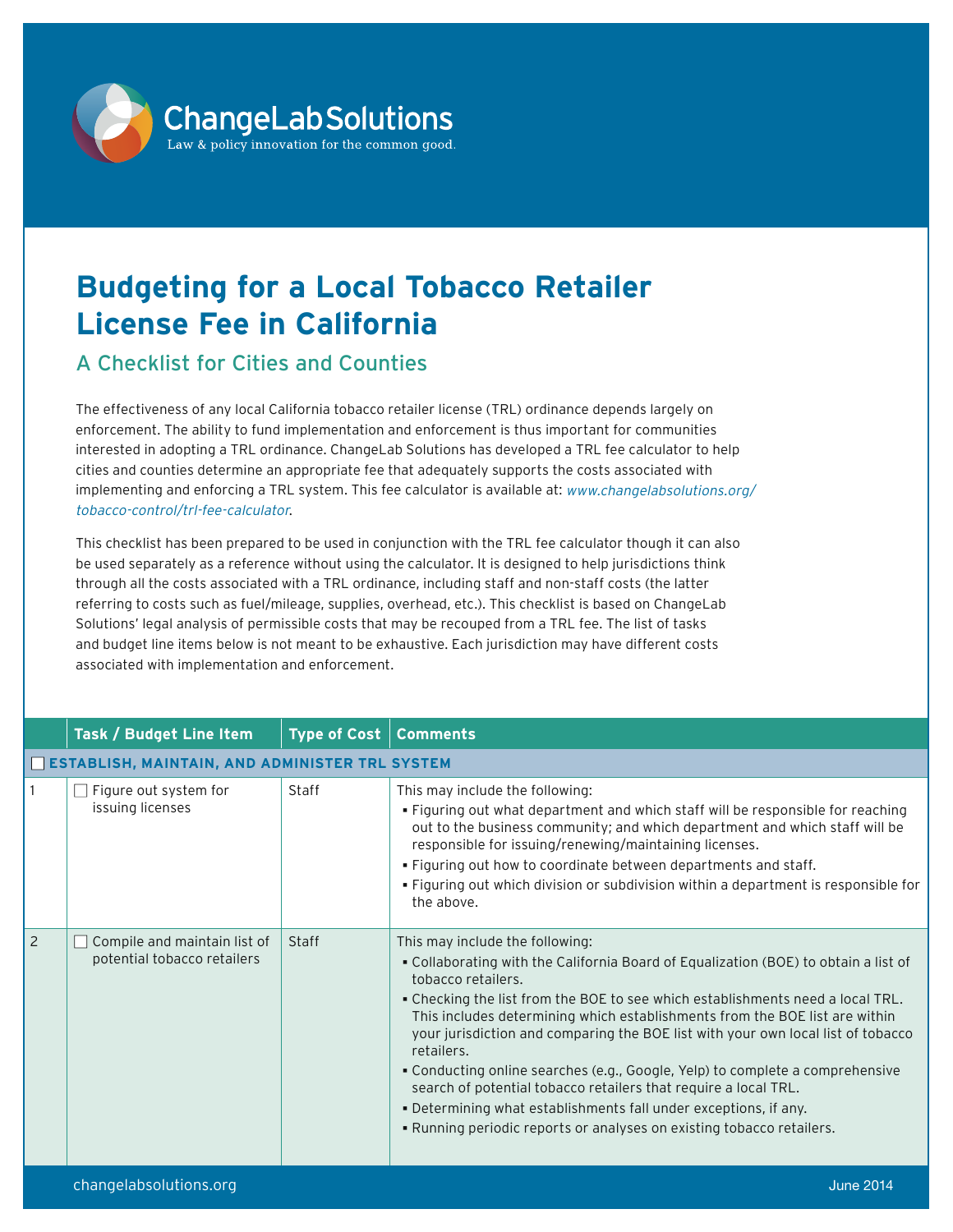ChangeLab Solutions

Law & policy innovation for the common good.

# Budgeting for a Local Tobacco Retailer License Fee in California

## A Checklist for Cities and Counties

The effectiveness of any local California tobacco retailer license (TRL) ordinance depends largely on enforcement. The ability to fund implementation and enforcement is thus important for communities interested in adopting a TRL ordinance. ChangeLab Solutions has developed a TRL fee calculator to help cities and counties determine an appropriate fee that adequately supports the costs associated with implementing and enforcing a TRL system. This fee calculator is available at: *www.changelabsolutions.org/tobacco-control/trl-fee-calculator*.

This checklist has been prepared to be used in conjunction with the TRL fee calculator though it can also be used separately as a reference without using the calculator. It is designed to help jurisdictions think through all the costs associated with a TRL ordinance, including staff and non-staff costs (the latter referring to costs such as fuel/mileage, supplies, overhead, etc.). This checklist is based on ChangeLab Solutions' legal analysis of permissible costs that may be recouped from a TRL fee. The list of tasks and budget line items below is not meant to be exhaustive. Each jurisdiction may have different costs associated with implementation and enforcement.

| | Task / Budget Line Item | Type of Cost | Comments |
|---|---|---|---|
| ☐ **ESTABLISH, MAINTAIN, AND ADMINISTER TRL SYSTEM** | | | |
| 1 | ☐ Figure out system for issuing licenses | Staff | This may include the following:<br>▪ Figuring out what department and which staff will be responsible for reaching out to the business community; and which department and which staff will be responsible for issuing/renewing/maintaining licenses.<br>▪ Figuring out how to coordinate between departments and staff.<br>▪ Figuring out which division or subdivision within a department is responsible for the above. |
| 2 | ☐ Compile and maintain list of potential tobacco retailers | Staff | This may include the following:<br>▪ Collaborating with the California Board of Equalization (BOE) to obtain a list of tobacco retailers.<br>▪ Checking the list from the BOE to see which establishments need a local TRL. This includes determining which establishments from the BOE list are within your jurisdiction and comparing the BOE list with your own local list of tobacco retailers.<br>▪ Conducting online searches (e.g., Google, Yelp) to complete a comprehensive search of potential tobacco retailers that require a local TRL.<br>▪ Determining what establishments fall under exceptions, if any.<br>▪ Running periodic reports or analyses on existing tobacco retailers. |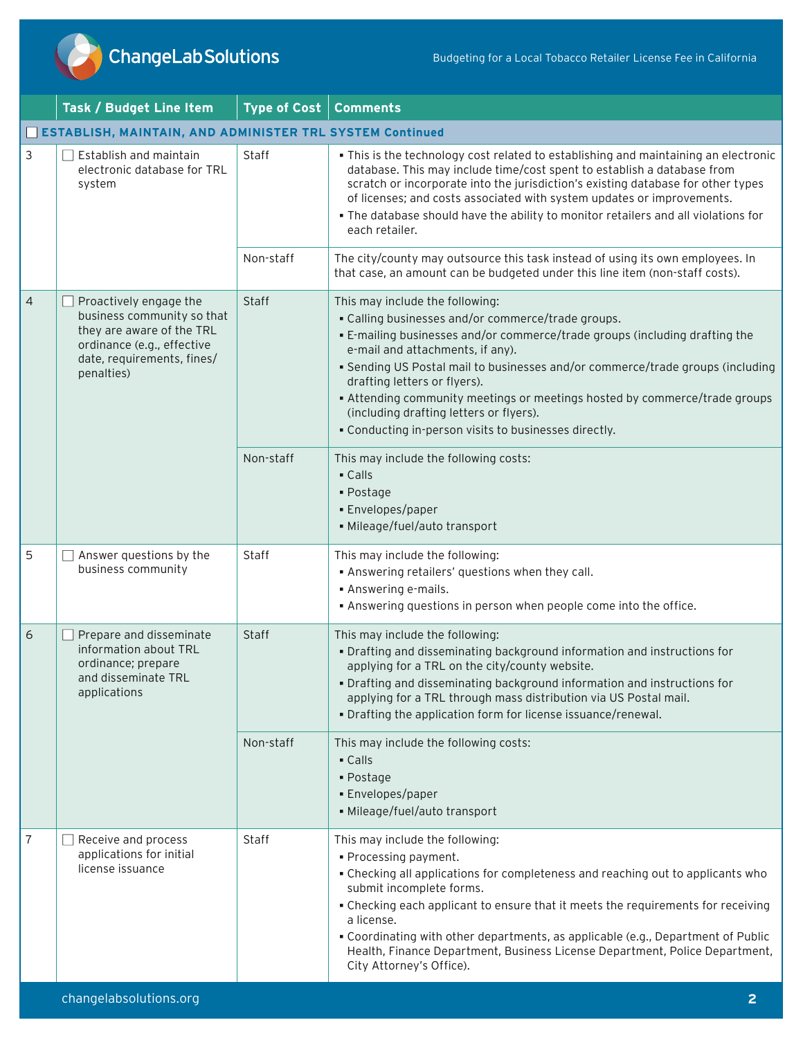| | Task / Budget Line Item | Type of Cost | Comments |
|---|---|---|---|
| | **ESTABLISH, MAINTAIN, AND ADMINISTER TRL SYSTEM Continued** | | |
| 3 | ☐ Establish and maintain electronic database for TRL system | Staff | ▪ This is the technology cost related to establishing and maintaining an electronic database. This may include time/cost spent to establish a database from scratch or incorporate into the jurisdiction's existing database for other types of licenses; and costs associated with system updates or improvements. <br> ▪ The database should have the ability to monitor retailers and all violations for each retailer. |
| | | Non-staff | The city/county may outsource this task instead of using its own employees. In that case, an amount can be budgeted under this line item (non-staff costs). |
| 4 | ☐ Proactively engage the business community so that they are aware of the TRL ordinance (e.g., effective date, requirements, fines/penalties) | Staff | This may include the following: <br> ▪ Calling businesses and/or commerce/trade groups. <br> ▪ E-mailing businesses and/or commerce/trade groups (including drafting the e-mail and attachments, if any). <br> ▪ Sending US Postal mail to businesses and/or commerce/trade groups (including drafting letters or flyers). <br> ▪ Attending community meetings or meetings hosted by commerce/trade groups (including drafting letters or flyers). <br> ▪ Conducting in-person visits to businesses directly. |
| | | Non-staff | This may include the following costs: <br> ▪ Calls <br> ▪ Postage <br> ▪ Envelopes/paper <br> ▪ Mileage/fuel/auto transport |
| 5 | ☐ Answer questions by the business community | Staff | This may include the following: <br> ▪ Answering retailers' questions when they call. <br> ▪ Answering e-mails. <br> ▪ Answering questions in person when people come into the office. |
| 6 | ☐ Prepare and disseminate information about TRL ordinance; prepare and disseminate TRL applications | Staff | This may include the following: <br> ▪ Drafting and disseminating background information and instructions for applying for a TRL on the city/county website. <br> ▪ Drafting and disseminating background information and instructions for applying for a TRL through mass distribution via US Postal mail. <br> ▪ Drafting the application form for license issuance/renewal. |
| | | Non-staff | This may include the following costs: <br> ▪ Calls <br> ▪ Postage <br> ▪ Envelopes/paper <br> ▪ Mileage/fuel/auto transport |
| 7 | ☐ Receive and process applications for initial license issuance | Staff | This may include the following: <br> ▪ Processing payment. <br> ▪ Checking all applications for completeness and reaching out to applicants who submit incomplete forms. <br> ▪ Checking each applicant to ensure that it meets the requirements for receiving a license. <br> ▪ Coordinating with other departments, as applicable (e.g., Department of Public Health, Finance Department, Business License Department, Police Department, City Attorney's Office). |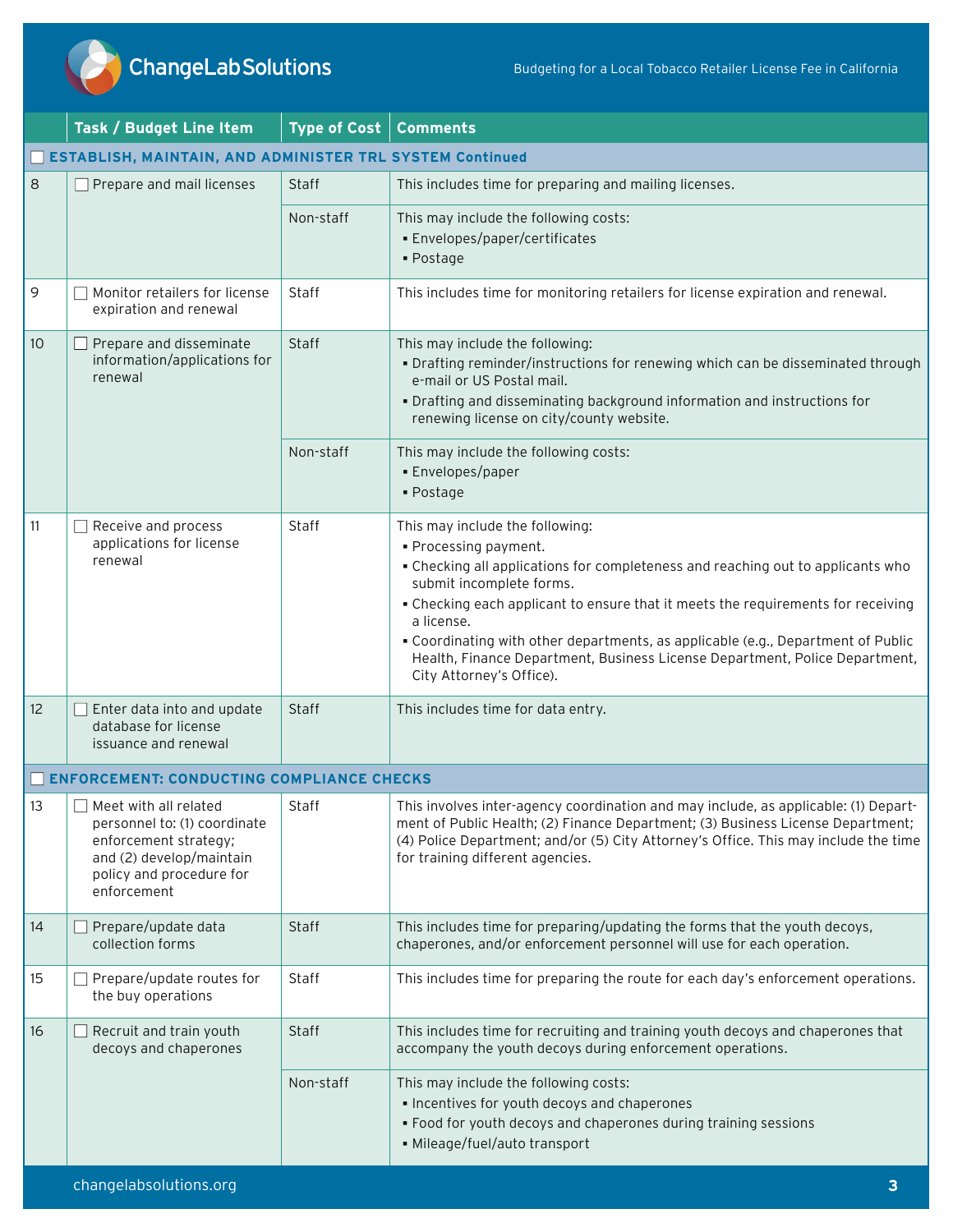| | Task / Budget Line Item | Type of Cost | Comments |
|---|---|---|---|
| **ESTABLISH, MAINTAIN, AND ADMINISTER TRL SYSTEM Continued** | | | |
| 8 | Prepare and mail licenses | Staff | This includes time for preparing and mailing licenses. |
| | | Non-staff | This may include the following costs:<br>▪ Envelopes/paper/certificates<br>▪ Postage |
| 9 | Monitor retailers for license expiration and renewal | Staff | This includes time for monitoring retailers for license expiration and renewal. |
| 10 | Prepare and disseminate information/applications for renewal | Staff | This may include the following:<br>▪ Drafting reminder/instructions for renewing which can be disseminated through e-mail or US Postal mail.<br>▪ Drafting and disseminating background information and instructions for renewing license on city/county website. |
| | | Non-staff | This may include the following costs:<br>▪ Envelopes/paper<br>▪ Postage |
| 11 | Receive and process applications for license renewal | Staff | This may include the following:<br>▪ Processing payment.<br>▪ Checking all applications for completeness and reaching out to applicants who submit incomplete forms.<br>▪ Checking each applicant to ensure that it meets the requirements for receiving a license.<br>▪ Coordinating with other departments, as applicable (e.g., Department of Public Health, Finance Department, Business License Department, Police Department, City Attorney's Office). |
| 12 | Enter data into and update database for license issuance and renewal | Staff | This includes time for data entry. |
| **ENFORCEMENT: CONDUCTING COMPLIANCE CHECKS** | | | |
| 13 | Meet with all related personnel to: (1) coordinate enforcement strategy; and (2) develop/maintain policy and procedure for enforcement | Staff | This involves inter-agency coordination and may include, as applicable: (1) Department of Public Health; (2) Finance Department; (3) Business License Department; (4) Police Department; and/or (5) City Attorney's Office. This may include the time for training different agencies. |
| 14 | Prepare/update data collection forms | Staff | This includes time for preparing/updating the forms that the youth decoys, chaperones, and/or enforcement personnel will use for each operation. |
| 15 | Prepare/update routes for the buy operations | Staff | This includes time for preparing the route for each day's enforcement operations. |
| 16 | Recruit and train youth decoys and chaperones | Staff | This includes time for recruiting and training youth decoys and chaperones that accompany the youth decoys during enforcement operations. |
| | | Non-staff | This may include the following costs:<br>▪ Incentives for youth decoys and chaperones<br>▪ Food for youth decoys and chaperones during training sessions<br>▪ Mileage/fuel/auto transport |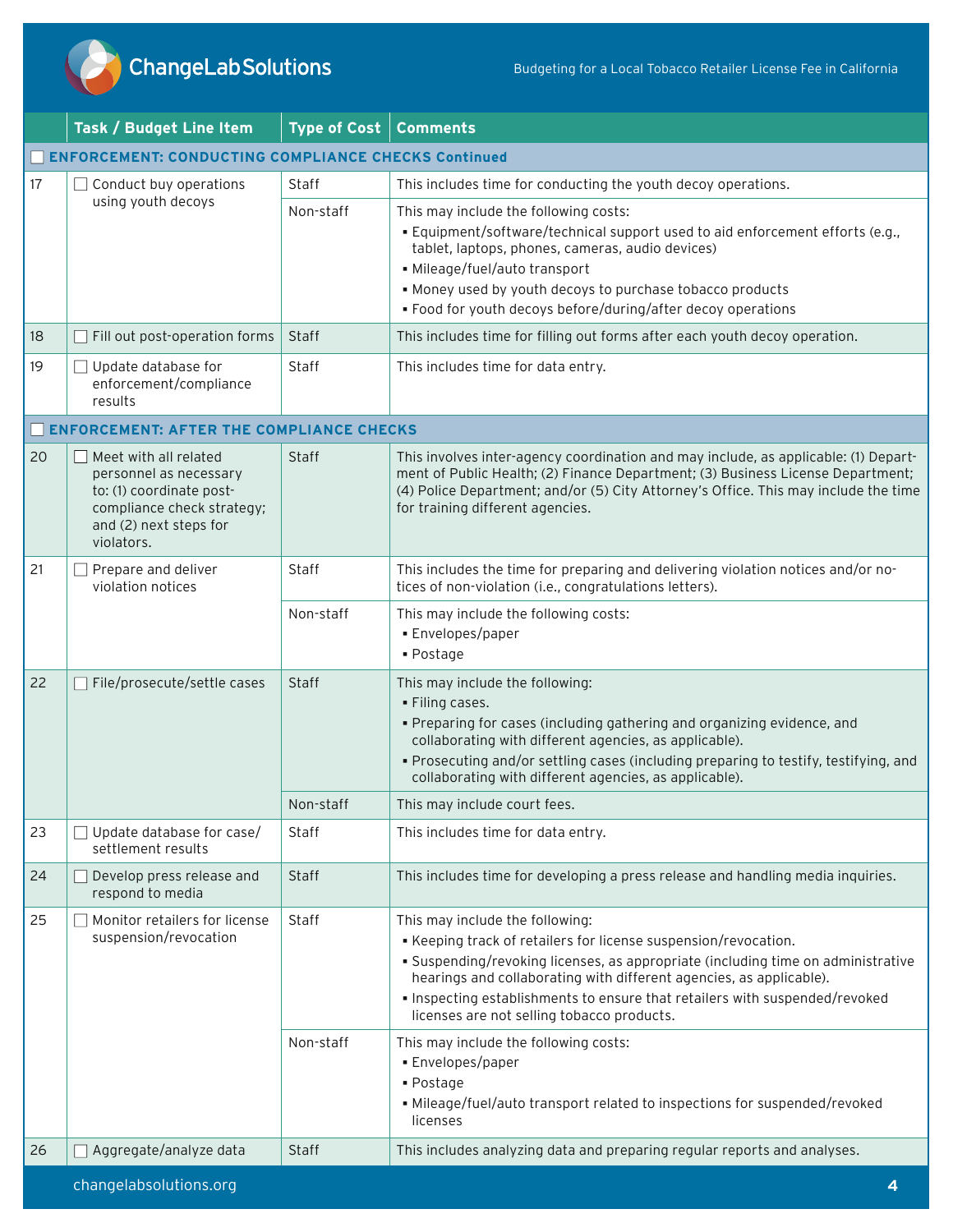| | Task / Budget Line Item | Type of Cost | Comments |
|---|---|---|---|
| | ☐ **ENFORCEMENT: CONDUCTING COMPLIANCE CHECKS Continued** | | |
| 17 | ☐ Conduct buy operations using youth decoys | Staff | This includes time for conducting the youth decoy operations. |
| | | Non-staff | This may include the following costs:<br>▪ Equipment/software/technical support used to aid enforcement efforts (e.g., tablet, laptops, phones, cameras, audio devices)<br>▪ Mileage/fuel/auto transport<br>▪ Money used by youth decoys to purchase tobacco products<br>▪ Food for youth decoys before/during/after decoy operations |
| 18 | ☐ Fill out post-operation forms | Staff | This includes time for filling out forms after each youth decoy operation. |
| 19 | ☐ Update database for enforcement/compliance results | Staff | This includes time for data entry. |
| | ☐ **ENFORCEMENT: AFTER THE COMPLIANCE CHECKS** | | |
| 20 | ☐ Meet with all related personnel as necessary to: (1) coordinate post-compliance check strategy; and (2) next steps for violators. | Staff | This involves inter-agency coordination and may include, as applicable: (1) Department of Public Health; (2) Finance Department; (3) Business License Department; (4) Police Department; and/or (5) City Attorney's Office. This may include the time for training different agencies. |
| 21 | ☐ Prepare and deliver violation notices | Staff | This includes the time for preparing and delivering violation notices and/or notices of non-violation (i.e., congratulations letters). |
| | | Non-staff | This may include the following costs:<br>▪ Envelopes/paper<br>▪ Postage |
| 22 | ☐ File/prosecute/settle cases | Staff | This may include the following:<br>▪ Filing cases.<br>▪ Preparing for cases (including gathering and organizing evidence, and collaborating with different agencies, as applicable).<br>▪ Prosecuting and/or settling cases (including preparing to testify, testifying, and collaborating with different agencies, as applicable). |
| | | Non-staff | This may include court fees. |
| 23 | ☐ Update database for case/settlement results | Staff | This includes time for data entry. |
| 24 | ☐ Develop press release and respond to media | Staff | This includes time for developing a press release and handling media inquiries. |
| 25 | ☐ Monitor retailers for license suspension/revocation | Staff | This may include the following:<br>▪ Keeping track of retailers for license suspension/revocation.<br>▪ Suspending/revoking licenses, as appropriate (including time on administrative hearings and collaborating with different agencies, as applicable).<br>▪ Inspecting establishments to ensure that retailers with suspended/revoked licenses are not selling tobacco products. |
| | | Non-staff | This may include the following costs:<br>▪ Envelopes/paper<br>▪ Postage<br>▪ Mileage/fuel/auto transport related to inspections for suspended/revoked licenses |
| 26 | ☐ Aggregate/analyze data | Staff | This includes analyzing data and preparing regular reports and analyses. |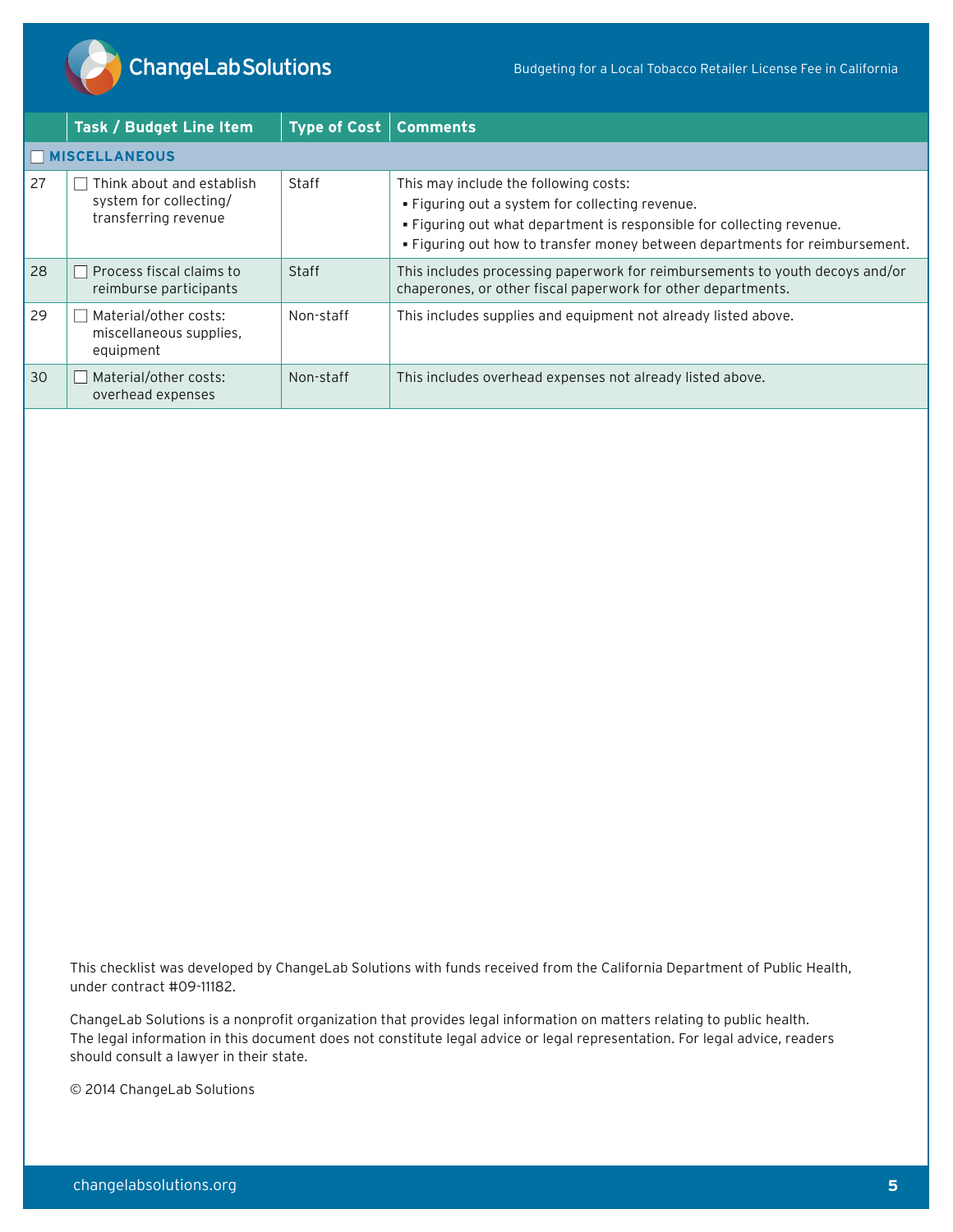| | Task / Budget Line Item | Type of Cost | Comments |
|---|---|---|---|
| | ☐ **MISCELLANEOUS** | | |
| 27 | ☐ Think about and establish system for collecting/ transferring revenue | Staff | This may include the following costs:<br>▪ Figuring out a system for collecting revenue.<br>▪ Figuring out what department is responsible for collecting revenue.<br>▪ Figuring out how to transfer money between departments for reimbursement. |
| 28 | ☐ Process fiscal claims to reimburse participants | Staff | This includes processing paperwork for reimbursements to youth decoys and/or chaperones, or other fiscal paperwork for other departments. |
| 29 | ☐ Material/other costs: miscellaneous supplies, equipment | Non-staff | This includes supplies and equipment not already listed above. |
| 30 | ☐ Material/other costs: overhead expenses | Non-staff | This includes overhead expenses not already listed above. |

This checklist was developed by ChangeLab Solutions with funds received from the California Department of Public Health, under contract #09-11182.

ChangeLab Solutions is a nonprofit organization that provides legal information on matters relating to public health. The legal information in this document does not constitute legal advice or legal representation. For legal advice, readers should consult a lawyer in their state.

© 2014 ChangeLab Solutions